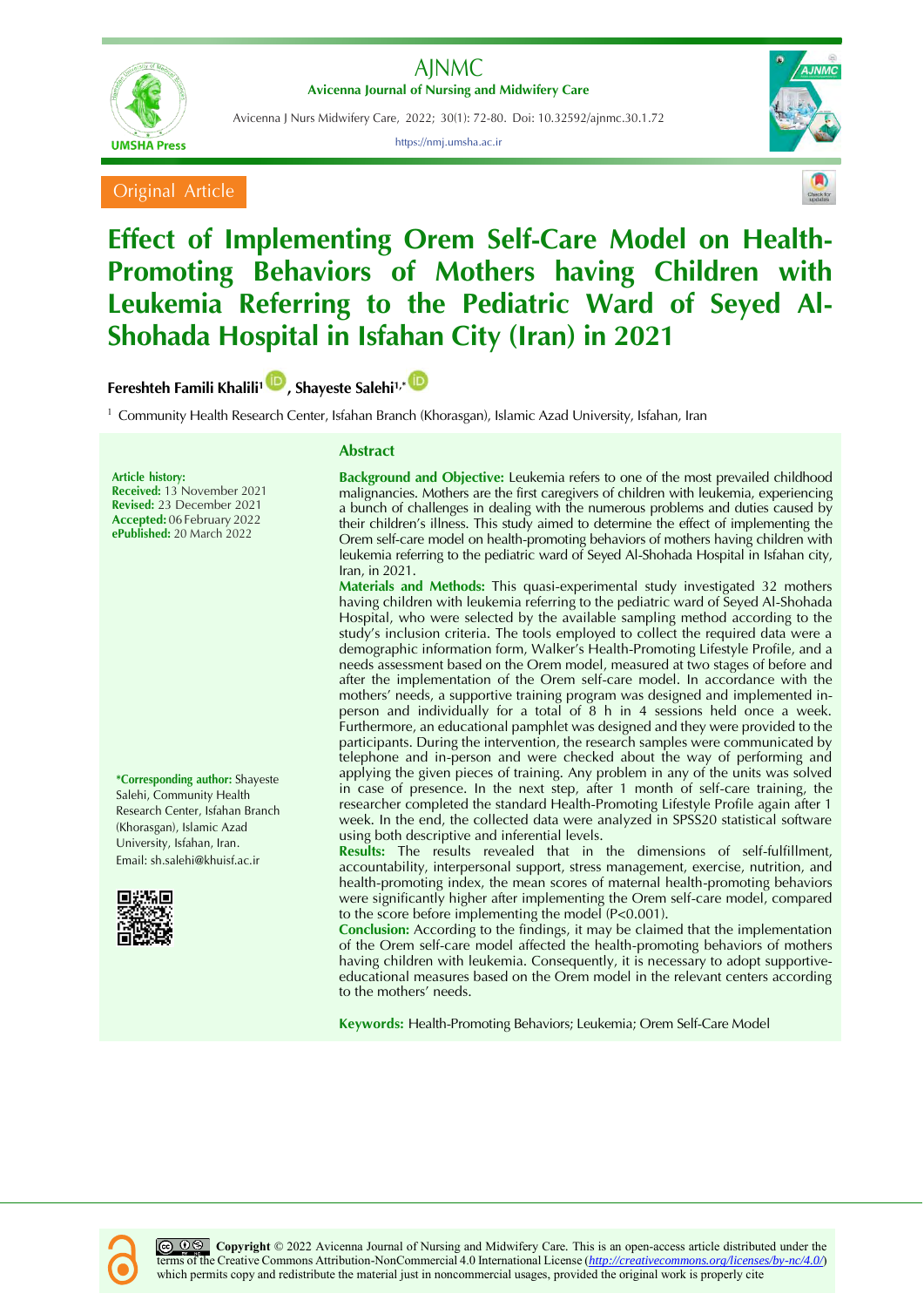Original Article

# Effect of Implementing Orem Self-Care Model on Health-Promoting Behaviors of Mothers having Children with Leukemia Referring to the Pediatric Ward of Seyed Al-Shohada Hospital in Isfahan City (Iran) in 2021

**Fereshteh Famili Khalili**[1], **Shayeste Salehi**[1,*]

[1] Community Health Research Center, Isfahan Branch (Khorasgan), Islamic Azad University, Isfahan, Iran

**Article history:**
**Received:** 13 November 2021
**Revised:** 23 December 2021
**Accepted:** 06 February 2022
**ePublished:** 20 March 2022

**\*Corresponding author:** Shayeste Salehi, Community Health Research Center, Isfahan Branch (Khorasgan), Islamic Azad University, Isfahan, Iran.
Email: sh.salehi@khuisf.ac.ir

## Abstract

**Background and Objective:** Leukemia refers to one of the most prevailed childhood malignancies. Mothers are the first caregivers of children with leukemia, experiencing a bunch of challenges in dealing with the numerous problems and duties caused by their children's illness. This study aimed to determine the effect of implementing the Orem self-care model on health-promoting behaviors of mothers having children with leukemia referring to the pediatric ward of Seyed Al-Shohada Hospital in Isfahan city, Iran, in 2021.

**Materials and Methods:** This quasi-experimental study investigated 32 mothers having children with leukemia referring to the pediatric ward of Seyed Al-Shohada Hospital, who were selected by the available sampling method according to the study's inclusion criteria. The tools employed to collect the required data were a demographic information form, Walker's Health-Promoting Lifestyle Profile, and a needs assessment based on the Orem model, measured at two stages of before and after the implementation of the Orem self-care model. In accordance with the mothers' needs, a supportive training program was designed and implemented in-person and individually for a total of 8 h in 4 sessions held once a week. Furthermore, an educational pamphlet was designed and they were provided to the participants. During the intervention, the research samples were communicated by telephone and in-person and were checked about the way of performing and applying the given pieces of training. Any problem in any of the units was solved in case of presence. In the next step, after 1 month of self-care training, the researcher completed the standard Health-Promoting Lifestyle Profile again after 1 week. In the end, the collected data were analyzed in SPSS20 statistical software using both descriptive and inferential levels.

**Results:** The results revealed that in the dimensions of self-fulfillment, accountability, interpersonal support, stress management, exercise, nutrition, and health-promoting index, the mean scores of maternal health-promoting behaviors were significantly higher after implementing the Orem self-care model, compared to the score before implementing the model ($P<0.001$).

**Conclusion:** According to the findings, it may be claimed that the implementation of the Orem self-care model affected the health-promoting behaviors of mothers having children with leukemia. Consequently, it is necessary to adopt supportive-educational measures based on the Orem model in the relevant centers according to the mothers' needs.

**Keywords:** Health-Promoting Behaviors; Leukemia; Orem Self-Care Model

**Copyright** © 2022 Avicenna Journal of Nursing and Midwifery Care. This is an open-access article distributed under the terms of the Creative Commons Attribution-NonCommercial 4.0 International License (http://creativecommons.org/licenses/by-nc/4.0/) which permits copy and redistribute the material just in noncommercial usages, provided the original work is properly cite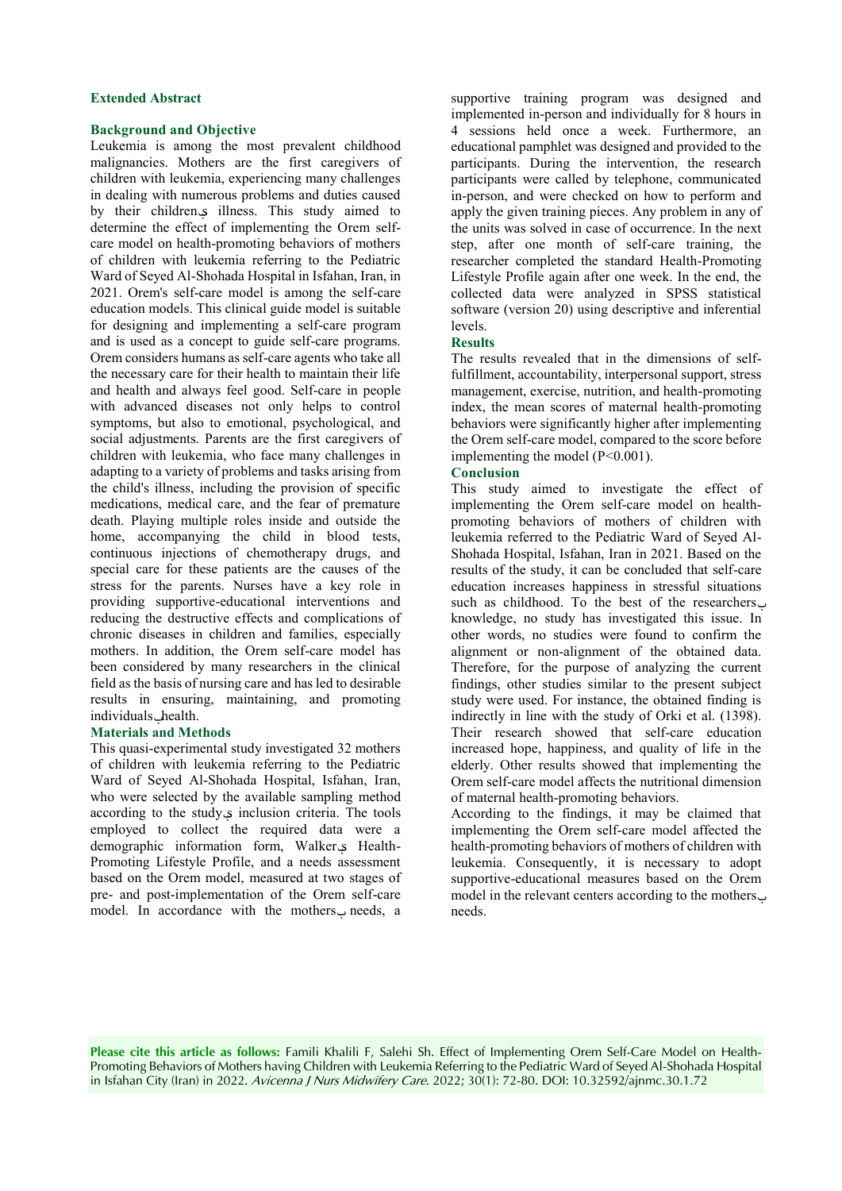## Extended Abstract

### Background and Objective

Leukemia is among the most prevalent childhood malignancies. Mothers are the first caregivers of children with leukemia, experiencing many challenges in dealing with numerous problems and duties caused by their childrenۑ illness. This study aimed to determine the effect of implementing the Orem self-care model on health-promoting behaviors of mothers of children with leukemia referring to the Pediatric Ward of Seyed Al-Shohada Hospital in Isfahan, Iran, in 2021. Orem's self-care model is among the self-care education models. This clinical guide model is suitable for designing and implementing a self-care program and is used as a concept to guide self-care programs. Orem considers humans as self-care agents who take all the necessary care for their health to maintain their life and health and always feel good. Self-care in people with advanced diseases not only helps to control symptoms, but also to emotional, psychological, and social adjustments. Parents are the first caregivers of children with leukemia, who face many challenges in adapting to a variety of problems and tasks arising from the child's illness, including the provision of specific medications, medical care, and the fear of premature death. Playing multiple roles inside and outside the home, accompanying the child in blood tests, continuous injections of chemotherapy drugs, and special care for these patients are the causes of the stress for the parents. Nurses have a key role in providing supportive-educational interventions and reducing the destructive effects and complications of chronic diseases in children and families, especially mothers. In addition, the Orem self-care model has been considered by many researchers in the clinical field as the basis of nursing care and has led to desirable results in ensuring, maintaining, and promoting individualsـhealth.

### Materials and Methods

This quasi-experimental study investigated 32 mothers of children with leukemia referring to the Pediatric Ward of Seyed Al-Shohada Hospital, Isfahan, Iran, who were selected by the available sampling method according to the studyۑ inclusion criteria. The tools employed to collect the required data were a demographic information form, Walkerۑ Health-Promoting Lifestyle Profile, and a needs assessment based on the Orem model, measured at two stages of pre- and post-implementation of the Orem self-care model. In accordance with the mothersٻ needs, a supportive training program was designed and implemented in-person and individually for 8 hours in 4 sessions held once a week. Furthermore, an educational pamphlet was designed and provided to the participants. During the intervention, the research participants were called by telephone, communicated in-person, and were checked on how to perform and apply the given training pieces. Any problem in any of the units was solved in case of occurrence. In the next step, after one month of self-care training, the researcher completed the standard Health-Promoting Lifestyle Profile again after one week. In the end, the collected data were analyzed in SPSS statistical software (version 20) using descriptive and inferential levels.

### Results

The results revealed that in the dimensions of self-fulfillment, accountability, interpersonal support, stress management, exercise, nutrition, and health-promoting index, the mean scores of maternal health-promoting behaviors were significantly higher after implementing the Orem self-care model, compared to the score before implementing the model ($P<0.001$).

### Conclusion

This study aimed to investigate the effect of implementing the Orem self-care model on health-promoting behaviors of mothers of children with leukemia referred to the Pediatric Ward of Seyed Al-Shohada Hospital, Isfahan, Iran in 2021. Based on the results of the study, it can be concluded that self-care education increases happiness in stressful situations such as childhood. To the best of the researchersٻ knowledge, no study has investigated this issue. In other words, no studies were found to confirm the alignment or non-alignment of the obtained data. Therefore, for the purpose of analyzing the current findings, other studies similar to the present subject study were used. For instance, the obtained finding is indirectly in line with the study of Orki et al. (1398). Their research showed that self-care education increased hope, happiness, and quality of life in the elderly. Other results showed that implementing the Orem self-care model affects the nutritional dimension of maternal health-promoting behaviors.

According to the findings, it may be claimed that implementing the Orem self-care model affected the health-promoting behaviors of mothers of children with leukemia. Consequently, it is necessary to adopt supportive-educational measures based on the Orem model in the relevant centers according to the mothersٻ needs.

**Please cite this article as follows:** Famili Khalili F, Salehi Sh. Effect of Implementing Orem Self-Care Model on Health-Promoting Behaviors of Mothers having Children with Leukemia Referring to the Pediatric Ward of Seyed Al-Shohada Hospital in Isfahan City (Iran) in 2022. *Avicenna J Nurs Midwifery Care*. 2022; 30(1): 72-80. DOI: 10.32592/ajnmc.30.1.72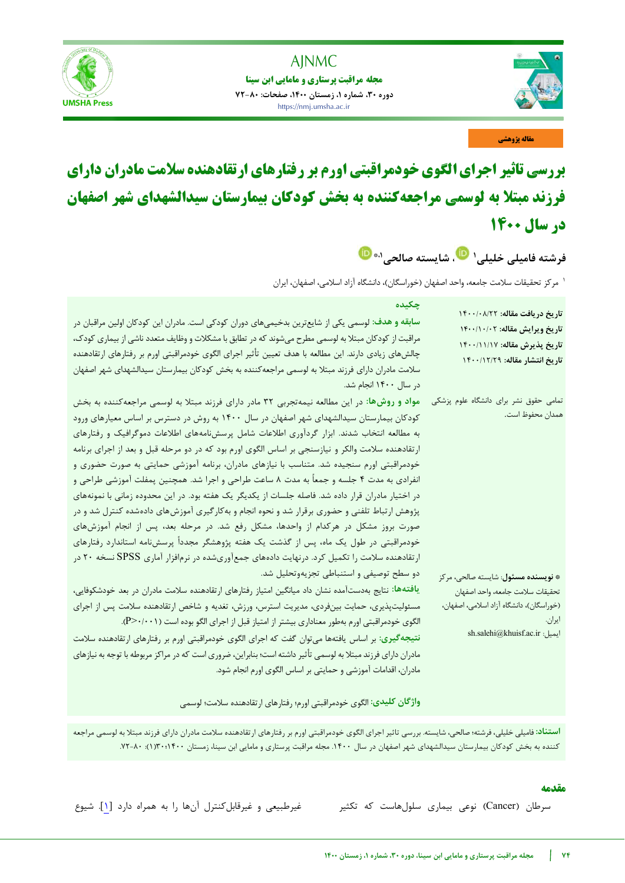مقاله پژوهشی

# بررسی تاثیر اجرای الگوی خودمراقبتی اورم بر رفتارهای ارتقادهنده سلامت مادران دارای فرزند مبتلا به لوسمی مراجعه‌کننده به بخش کودکان بیمارستان سیدالشهدای شهر اصفهان در سال ۱۴۰۰

فرشته فامیلی خلیلی[۱] ، شایسته صالحی[۱،*]

[۱] مرکز تحقیقات سلامت جامعه، واحد اصفهان (خوراسگان)، دانشگاه آزاد اسلامی، اصفهان، ایران

**تاریخ دریافت مقاله:** ۱۴۰۰/۰۸/۲۲
**تاریخ ویرایش مقاله:** ۱۴۰۰/۱۰/۰۲
**تاریخ پذیرش مقاله:** ۱۴۰۰/۱۱/۱۷
**تاریخ انتشار مقاله:** ۱۴۰۰/۱۲/۲۹

تمامی حقوق نشر برای دانشگاه علوم پزشکی همدان محفوظ است.

***** **نویسنده مسئول:** شایسته صالحی، مرکز تحقیقات سلامت جامعه، واحد اصفهان (خوراسگان)، دانشگاه آزاد اسلامی، اصفهان، ایران.
ایمیل: sh.salehi@khuisf.ac.ir

## چکیده

**سابقه و هدف:** لوسمی یکی از شایع‌ترین بدخیمی‌های دوران کودکی است. مادران این کودکان اولین مراقبان در مراقبت از کودکان مبتلا به لوسمی مطرح می‌شوند که در تطابق با مشکلات و وظایف متعدد ناشی از بیماری کودک، چالش‌های زیادی دارند. این مطالعه با هدف تعیین تأثیر اجرای الگوی خودمراقبتی اورم بر رفتارهای ارتقادهنده سلامت مادران دارای فرزند مبتلا به لوسمی مراجعه‌کننده به بخش کودکان بیمارستان سیدالشهدای شهر اصفهان در سال ۱۴۰۰ انجام شد.

**مواد و روش‌ها:** در این مطالعه نیمه‌تجربی ۳۲ مادر دارای فرزند مبتلا به لوسمی مراجعه‌کننده به بخش کودکان بیمارستان سیدالشهدای شهر اصفهان در سال ۱۴۰۰ به روش در دسترس بر اساس معیارهای ورود به مطالعه انتخاب شدند. ابزار گردآوری اطلاعات شامل پرسش‌نامه‌های اطلاعات دموگرافیک و رفتارهای ارتقادهنده سلامت والکر و نیازسنجی بر اساس الگوی اورم بود که در دو مرحله قبل و بعد از اجرای برنامه خودمراقبتی اورم سنجیده شد. متناسب با نیازهای مادران، برنامه آموزشی حمایتی به صورت حضوری و انفرادی به مدت ۴ جلسه و جمعاً به مدت ۸ ساعت طراحی و اجرا شد. همچنین پمفلت آموزشی طراحی و در اختیار مادران قرار داده شد. فاصله جلسات از یکدیگر یک هفته بود. در این محدوده زمانی با نمونه‌های پژوهش ارتباط تلفنی و حضوری برقرار شد و نحوه انجام و به‌کارگیری آموزش‌های داده‌شده کنترل شد و در صورت بروز مشکل در هرکدام از واحدها، مشکل رفع شد. در مرحله بعد، پس از انجام آموزش‌های خودمراقبتی در طول یک ماه، پس از گذشت یک هفته پژوهشگر مجدداً پرسش‌نامه استاندارد رفتارهای ارتقادهنده سلامت را تکمیل کرد. درنهایت داده‌های جمع‌آوری‌شده در نرم‌افزار آماری SPSS نسخه ۲۰ در دو سطح توصیفی و استنباطی تجزیه‌وتحلیل شد.

**یافته‌ها:** نتایج به‌دست‌آمده نشان داد میانگین امتیاز رفتارهای ارتقادهنده سلامت مادران در بعد خودشکوفایی، مسئولیت‌پذیری، حمایت بین‌فردی، مدیریت استرس، ورزش، تغذیه و شاخص ارتقادهنده سلامت پس از اجرای الگوی خودمراقبتی اورم به‌طور معناداری بیشتر از امتیاز قبل از اجرای الگو بوده است ($P>0/001$).

**نتیجه‌گیری:** بر اساس یافته‌ها می‌توان گفت که اجرای الگوی خودمراقبتی اورم بر رفتارهای ارتقادهنده سلامت مادران دارای فرزند مبتلا به لوسمی تأثیر داشته است؛ بنابراین، ضروری است که در مراکز مربوطه با توجه به نیازهای مادران، اقدامات آموزشی و حمایتی بر اساس الگوی اورم انجام شود.

**واژگان کلیدی:** الگوی خودمراقبتی اورم؛ رفتارهای ارتقادهنده سلامت؛ لوسمی

**استناد:** فامیلی خلیلی، فرشته؛ صالحی، شایسته. بررسی تاثیر اجرای الگوی خودمراقبتی اورم بر رفتارهای ارتقادهنده سلامت مادران دارای فرزند مبتلا به لوسمی مراجعه کننده به بخش کودکان بیمارستان سیدالشهدای شهر اصفهان در سال ۱۴۰۰. مجله مراقبت پرستاری و مامایی ابن سینا، زمستان ۱۴۰۰؛۳۰(۱): ۸۰-۷۲.

## مقدمه

سرطان (Cancer) نوعی بیماری سلول‌هاست که تکثیر غیرطبیعی و غیرقابل‌کنترل آن‌ها را به همراه دارد [۱]. شیوع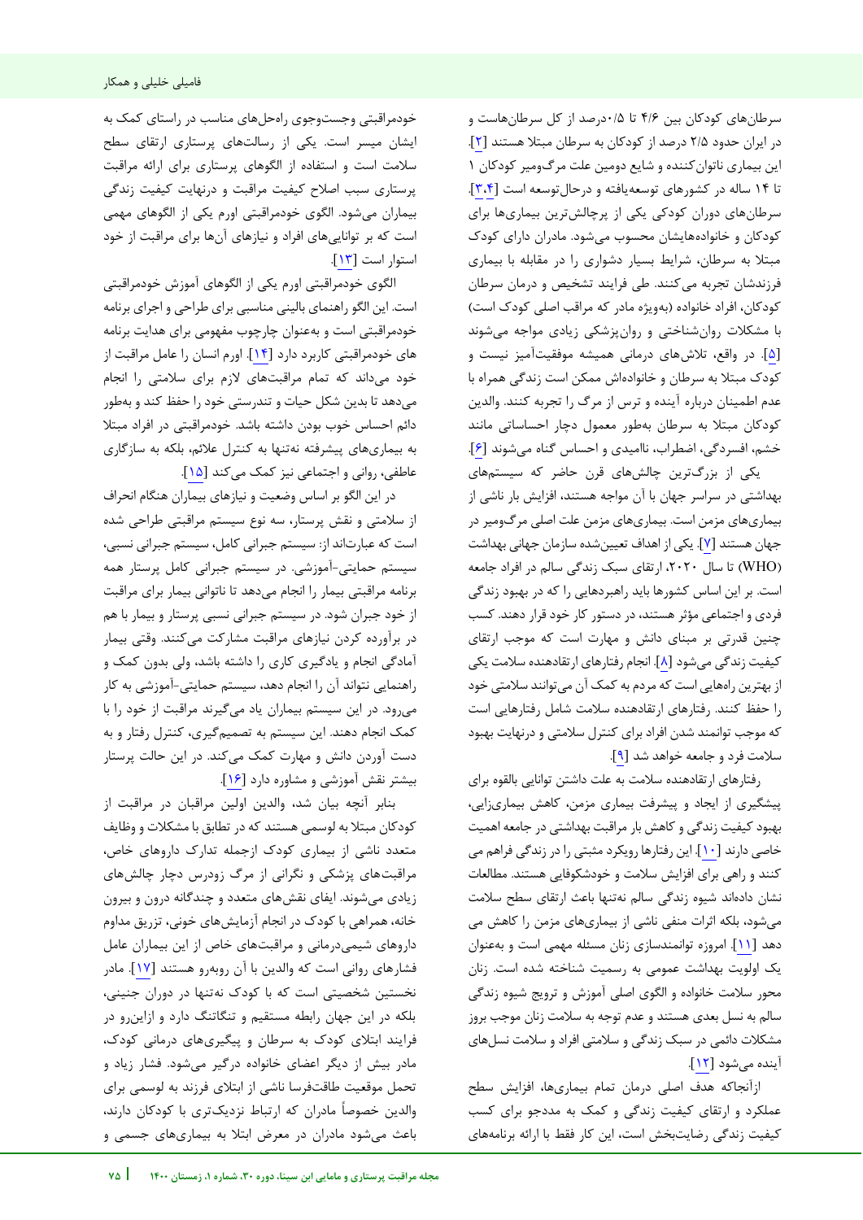سرطان‌های کودکان بین ۴/۶ تا ۰/۵درصد از کل سرطان‌هاست و در ایران حدود ۲/۵ درصد از کودکان به سرطان مبتلا هستند [۲]. این بیماری ناتوان‌کننده و شایع دومین علت مرگ‌ومیر کودکان ۱ تا ۱۴ ساله در کشورهای توسعه‌یافته و درحال‌توسعه است [۳،۴]. سرطان‌های دوران کودکی یکی از پرچالش‌ترین بیماری‌ها برای کودکان و خانواده‌هایشان محسوب می‌شود. مادران دارای کودک مبتلا به سرطان، شرایط بسیار دشواری را در مقابله با بیماری فرزندشان تجربه می‌کنند. طی فرایند تشخیص و درمان سرطان کودکان، افراد خانواده (به‌ویژه مادر که مراقب اصلی کودک است) با مشکلات روان‌شناختی و روان‌پزشکی زیادی مواجه می‌شوند [۵]. در واقع، تلاش‌های درمانی همیشه موفقیت‌آمیز نیست و کودک مبتلا به سرطان و خانواده‌اش ممکن است زندگی همراه با عدم اطمینان درباره آینده و ترس از مرگ را تجربه کنند. والدین کودکان مبتلا به سرطان به‌طور معمول دچار احساساتی مانند خشم، افسردگی، اضطراب، ناامیدی و احساس گناه می‌شوند [۶].

یکی از بزرگ‌ترین چالش‌های قرن حاضر که سیستم‌های بهداشتی در سراسر جهان با آن مواجه هستند، افزایش بار ناشی از بیماری‌های مزمن است. بیماری‌های مزمن علت اصلی مرگ‌ومیر در جهان هستند [۷]. یکی از اهداف تعیین‌شده سازمان جهانی بهداشت (WHO) تا سال ۲۰۲۰، ارتقای سبک زندگی سالم در افراد جامعه است. بر این اساس کشورها باید راهبردهایی را که در بهبود زندگی فردی و اجتماعی مؤثر هستند، در دستور کار خود قرار دهند. کسب چنین قدرتی بر مبنای دانش و مهارت است که موجب ارتقای کیفیت زندگی می‌شود [۸]. انجام رفتارهای ارتقادهنده سلامت یکی از بهترین راه‌هایی است که مردم به کمک آن می‌توانند سلامتی خود را حفظ کنند. رفتارهای ارتقادهنده سلامت شامل رفتارهایی است که موجب توانمند شدن افراد برای کنترل سلامتی و درنهایت بهبود سلامت فرد و جامعه خواهد شد [۹].

رفتارهای ارتقادهنده سلامت به علت داشتن توانایی بالقوه برای پیشگیری از ایجاد و پیشرفت بیماری مزمن، کاهش بیماری‌زایی، بهبود کیفیت زندگی و کاهش بار مراقبت بهداشتی در جامعه اهمیت خاصی دارند [۱۰]. این رفتارها رویکرد مثبتی را در زندگی فراهم می کنند و راهی برای افزایش سلامت و خودشکوفایی هستند. مطالعات نشان داده‌اند شیوه زندگی سالم نه‌تنها باعث ارتقای سطح سلامت می‌شود، بلکه اثرات منفی ناشی از بیماری‌های مزمن را کاهش می دهد [۱۱]. امروزه توانمندسازی زنان مسئله مهمی است و به‌عنوان یک اولویت بهداشت عمومی به رسمیت شناخته شده است. زنان محور سلامت خانواده و الگوی اصلی آموزش و ترویج شیوه زندگی سالم به نسل بعدی هستند و عدم توجه به سلامت زنان موجب بروز مشکلات دائمی در سبک زندگی و سلامتی افراد و سلامت نسل‌های آینده می‌شود [۱۲].

ازآنجاکه هدف اصلی درمان تمام بیماری‌ها، افزایش سطح عملکرد و ارتقای کیفیت زندگی و کمک به مددجو برای کسب کیفیت زندگی رضایت‌بخش است، این کار فقط با ارائه برنامه‌های خودمراقبتی وجست‌وجوی راه‌حل‌های مناسب در راستای کمک به ایشان میسر است. یکی از رسالت‌های پرستاری ارتقای سطح سلامت است و استفاده از الگوهای پرستاری برای ارائه مراقبت پرستاری سبب اصلاح کیفیت مراقبت و درنهایت کیفیت زندگی بیماران می‌شود. الگوی خودمراقبتی اورم یکی از الگوهای مهمی است که بر توانایی‌های افراد و نیازهای آن‌ها برای مراقبت از خود استوار است [۱۳].

الگوی خودمراقبتی اورم یکی از الگوهای آموزش خودمراقبتی است. این الگو راهنمای بالینی مناسبی برای طراحی و اجرای برنامه خودمراقبتی است و به‌عنوان چارچوب مفهومی برای هدایت برنامه های خودمراقبتی کاربرد دارد [۱۴]. اورم انسان را عامل مراقبت از خود می‌داند که تمام مراقبت‌های لازم برای سلامتی را انجام می‌دهد تا بدین شکل حیات و تندرستی خود را حفظ کند و به‌طور دائم احساس خوب بودن داشته باشد. خودمراقبتی در افراد مبتلا به بیماری‌های پیشرفته نه‌تنها به کنترل علائم، بلکه به سازگاری عاطفی، روانی و اجتماعی نیز کمک می‌کند [۱۵].

در این الگو بر اساس وضعیت و نیازهای بیماران هنگام انحراف از سلامتی و نقش پرستار، سه نوع سیستم مراقبتی طراحی شده است که عبارت‌اند از: سیستم جبرانی کامل، سیستم جبرانی نسبی، سیستم حمایتی-آموزشی. در سیستم جبرانی کامل پرستار همه برنامه مراقبتی بیمار را انجام می‌دهد تا ناتوانی بیمار برای مراقبت از خود جبران شود. در سیستم جبرانی نسبی پرستار و بیمار با هم در برآورده کردن نیازهای مراقبت مشارکت می‌کنند. وقتی بیمار آمادگی انجام و یادگیری کاری را داشته باشد، ولی بدون کمک و راهنمایی نتواند آن را انجام دهد، سیستم حمایتی-آموزشی به کار می‌رود. در این سیستم بیماران یاد می‌گیرند مراقبت از خود را با کمک انجام دهند. این سیستم به تصمیم‌گیری، کنترل رفتار و به دست آوردن دانش و مهارت کمک می‌کند. در این حالت پرستار بیشتر نقش آموزشی و مشاوره دارد [۱۶].

بنابر آنچه بیان شد، والدین اولین مراقبان در مراقبت از کودکان مبتلا به لوسمی هستند که در تطابق با مشکلات و وظایف متعدد ناشی از بیماری کودک ازجمله تدارک داروهای خاص، مراقبت‌های پزشکی و نگرانی از مرگ زودرس دچار چالش‌های زیادی می‌شوند. ایفای نقش‌های متعدد و چندگانه درون و بیرون خانه، همراهی با کودک در انجام آزمایش‌های خونی، تزریق مداوم داروهای شیمی‌درمانی و مراقبت‌های خاص از این بیماران عامل فشارهای روانی است که والدین با آن روبه‌رو هستند [۱۷]. مادر نخستین شخصیتی است که با کودک نه‌تنها در دوران جنینی، بلکه در این جهان رابطه مستقیم و تنگاتنگ دارد و ازاین‌رو در فرایند ابتلای کودک به سرطان و پیگیری‌های درمانی کودک، مادر بیش از دیگر اعضای خانواده درگیر می‌شود. فشار زیاد و تحمل موقعیت طاقت‌فرسا ناشی از ابتلای فرزند به لوسمی برای والدین خصوصاً مادران که ارتباط نزدیک‌تری با کودکان دارند، باعث می‌شود مادران در معرض ابتلا به بیماری‌های جسمی و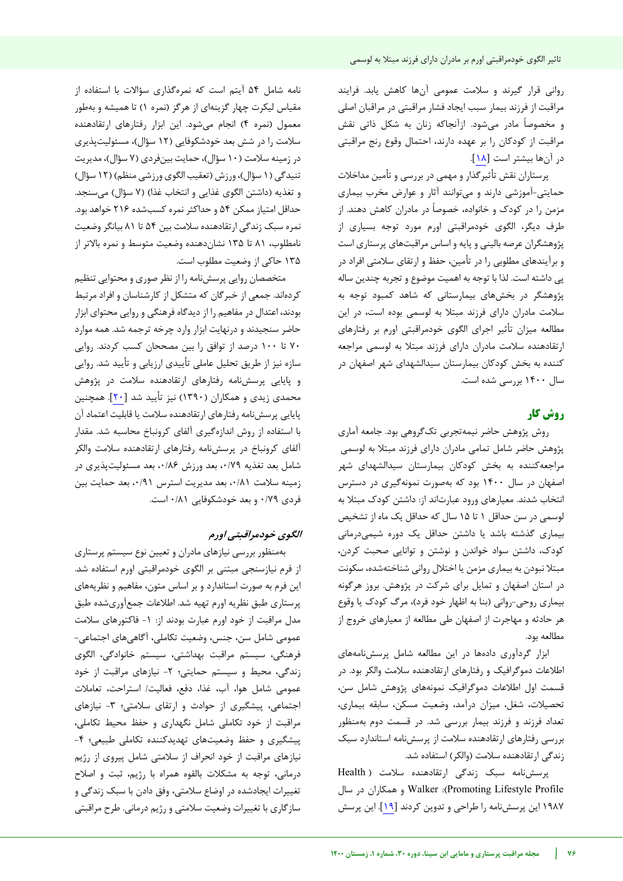روانی قرار گیرند و سلامت عمومی آن‌ها کاهش یابد. فرایند مراقبت از فرزند بیمار سبب ایجاد فشار مراقبتی در مراقبان اصلی و مخصوصاً مادر می‌شود. ازآنجاکه زنان به شکل ذاتی نقش مراقبت از کودکان را بر عهده دارند، احتمال وقوع رنج مراقبتی در آن‌ها بیشتر است [۱۸].

پرستاران نقش تأثیرگذار و مهمی در بررسی و تأمین مداخلات حمایتی-آموزشی دارند و می‌توانند آثار و عوارض مخرب بیماری مزمن را در کودک و خانواده، خصوصاً در مادران کاهش دهند. از طرف دیگر، الگوی خودمراقبتی اورم مورد توجه بسیاری از پژوهشگران عرصه بالینی و پایه و اساس مراقبت‌های پرستاری است و برآیندهای مطلوبی را در تأمین، حفظ و ارتقای سلامتی افراد در پی داشته است. لذا با توجه به اهمیت موضوع و تجربه چندین ساله پژوهشگر در بخش‌های بیمارستانی که شاهد کمبود توجه به سلامت مادران دارای فرزند مبتلا به لوسمی بوده است، در این مطالعه میزان تأثیر اجرای الگوی خودمراقبتی اورم بر رفتارهای ارتقادهنده سلامت مادران دارای فرزند مبتلا به لوسمی مراجعه کننده به بخش کودکان بیمارستان سیدالشهدای شهر اصفهان در سال ۱۴۰۰ بررسی شده است.

## روش کار

روش پژوهش حاضر نیمه‌تجربی تک‌گروهی بود. جامعه آماری پژوهش حاضر شامل تمامی مادران دارای فرزند مبتلا به لوسمی مراجعه‌کننده به بخش کودکان بیمارستان سیدالشهدای شهر اصفهان در سال ۱۴۰۰ بود که به‌صورت نمونه‌گیری در دسترس انتخاب شدند. معیارهای ورود عبارت‌اند از: داشتن کودک مبتلا به لوسمی در سن حداقل ۱ تا ۱۵ سال که حداقل یک ماه از تشخیص بیماری گذشته باشد یا داشتن حداقل یک دوره شیمی‌درمانی کودک، داشتن سواد خواندن و نوشتن و توانایی صحبت کردن، مبتلا نبودن به بیماری مزمن یا اختلال روانی شناخته‌شده، سکونت در استان اصفهان و تمایل برای شرکت در پژوهش. بروز هرگونه بیماری روحی-روانی (بنا به اظهار خود فرد)، مرگ کودک یا وقوع هر حادثه و مهاجرت از اصفهان طی مطالعه از معیارهای خروج از مطالعه بود.

ابزار گردآوری داده‌ها در این مطالعه شامل پرسش‌نامه‌های اطلاعات دموگرافیک و رفتارهای ارتقادهنده سلامت والکر بود. در قسمت اول اطلاعات دموگرافیک نمونه‌های پژوهش شامل سن، تحصیلات، شغل، میزان درآمد، وضعیت مسکن، سابقه بیماری، تعداد فرزند و فرزند بیمار بررسی شد. در قسمت دوم به‌منظور بررسی رفتارهای ارتقادهنده سلامت از پرسش‌نامه استاندارد سبک زندگی ارتقادهنده سلامت (والکر) استفاده شد.

پرسش‌نامه سبک زندگی ارتقادهنده سلامت (Health Promoting Lifestyle Profile): Walker و همکاران در سال ۱۹۸۷ این پرسش‌نامه را طراحی و تدوین کردند [۱۹]. این پرسش‌نامه شامل ۵۴ آیتم است که نمره‌گذاری سؤالات با استفاده از مقیاس لیکرت چهار گزینه‌ای از هرگز (نمره ۱) تا همیشه و به‌طور معمول (نمره ۴) انجام می‌شود. این ابزار رفتارهای ارتقادهنده سلامت را در شش بعد خودشکوفایی (۱۲ سؤال)، مسئولیت‌پذیری در زمینه سلامت (۱۰ سؤال)، حمایت بین‌فردی (۷ سؤال)، مدیریت تنیدگی (۱ سؤال)، ورزش (تعقیب الگوی ورزشی منظم) (۱۲ سؤال) و تغذیه (داشتن الگوی غذایی و انتخاب غذا) (۷ سؤال) می‌سنجد. حداقل امتیاز ممکن ۵۴ و حداکثر نمره کسب‌شده ۲۱۶ خواهد بود. نمره سبک زندگی ارتقادهنده سلامت بین ۵۴ تا ۸۱ بیانگر وضعیت نامطلوب، ۸۱ تا ۱۳۵ نشان‌دهنده وضعیت متوسط و نمره بالاتر از ۱۳۵ حاکی از وضعیت مطلوب است.

متخصصان روایی پرسش‌نامه را از نظر صوری و محتوایی تنظیم کرده‌اند. جمعی از خبرگان که متشکل از کارشناسان و افراد مرتبط بودند، اعتدال در مفاهیم را از دیدگاه فرهنگی و روایی محتوای ابزار حاضر سنجیدند و درنهایت ابزار وارد چرخه ترجمه شد. همه موارد ۷۰ تا ۱۰۰ درصد از توافق را بین مصححان کسب کردند. روایی سازه نیز از طریق تحلیل عاملی تأییدی ارزیابی و تأیید شد. روایی و پایایی پرسش‌نامه رفتارهای ارتقادهنده سلامت در پژوهش محمدی زیدی و همکاران (۱۳۹۰) نیز تأیید شد [۲۰]. همچنین پایایی پرسش‌نامه رفتارهای ارتقادهنده سلامت یا قابلیت اعتماد آن با استفاده از روش اندازه‌گیری آلفای کرونباخ محاسبه شد. مقدار آلفای کرونباخ در پرسش‌نامه رفتارهای ارتقادهنده سلامت والکر شامل بعد تغذیه ۰/۷۹، بعد ورزش ۰/۸۶، بعد مسئولیت‌پذیری در زمینه سلامت ۰/۸۱، بعد مدیریت استرس ۰/۹۱، بعد حمایت بین فردی ۰/۷۹ و بعد خودشکوفایی ۰/۸۱ است.

### *الگوی خودمراقبتی اورم*

به‌منظور بررسی نیازهای مادران و تعیین نوع سیستم پرستاری از فرم نیازسنجی مبتنی بر الگوی خودمراقبتی اورم استفاده شد. این فرم به صورت استاندارد و بر اساس متون، مفاهیم و نظریه‌های پرستاری طبق نظریه اورم تهیه شد. اطلاعات جمع‌آوری‌شده طبق مدل مراقبت از خود اورم عبارت بودند از: ۱- فاکتورهای سلامت عمومی شامل سن، جنس، وضعیت تکاملی، آگاهی‌های اجتماعی-فرهنگی، سیستم مراقبت بهداشتی، سیستم خانوادگی، الگوی زندگی، محیط و سیستم حمایتی؛ ۲- نیازهای مراقبت از خود عمومی شامل هوا، آب، غذا، دفع، فعالیت/ استراحت، تعاملات اجتماعی، پیشگیری از حوادث و ارتقای سلامتی؛ ۳- نیازهای مراقبت از خود تکاملی شامل نگهداری و حفظ محیط تکاملی، پیشگیری و حفظ وضعیت‌های تهدیدکننده تکاملی طبیعی؛ ۴- نیازهای مراقبت از خود انحراف از سلامتی شامل پیروی از رژیم درمانی، توجه به مشکلات بالقوه همراه با رژیم، ثبت و اصلاح تغییرات ایجادشده در اوضاع سلامتی، وفق دادن با سبک زندگی و سازگاری با تغییرات وضعیت سلامتی و رژیم درمانی. طرح مراقبتی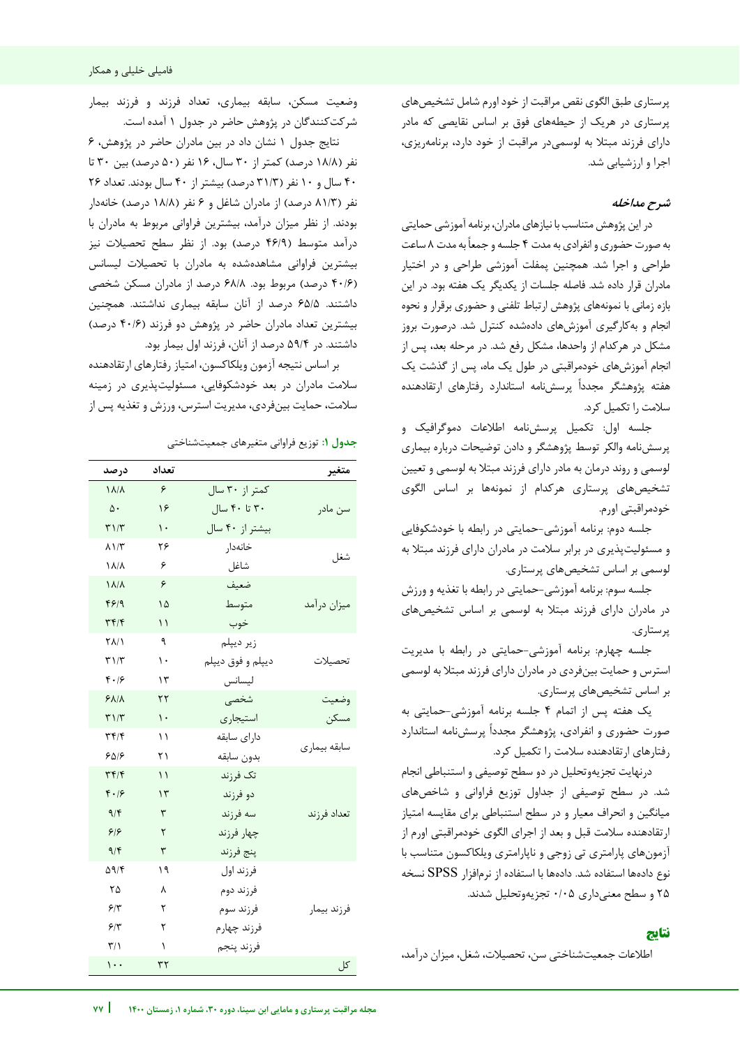پرستاری طبق الگوی نقص مراقبت از خود اورم شامل تشخیص‌های پرستاری در هریک از حیطه‌های فوق بر اساس نقایصی که مادر دارای فرزند مبتلا به لوسمی‌در مراقبت از خود دارد، برنامه‌ریزی، اجرا و ارزشیابی شد.

### شرح مداخله

در این پژوهش متناسب با نیازهای مادران، برنامه آموزشی حمایتی به صورت حضوری و انفرادی به مدت ۴ جلسه و جمعاً به مدت ۸ ساعت طراحی و اجرا شد. همچنین پمفلت آموزشی طراحی و در اختیار مادران قرار داده شد. فاصله جلسات از یکدیگر یک هفته بود. در این بازه زمانی با نمونه‌های پژوهش ارتباط تلفنی و حضوری برقرار و نحوه انجام و به‌کارگیری آموزش‌های داده‌شده کنترل شد. درصورت بروز مشکل در هرکدام از واحدها، مشکل رفع شد. در مرحله بعد، پس از انجام آموزش‌های خودمراقبتی در طول یک ماه، پس از گذشت یک هفته پژوهشگر مجدداً پرسش‌نامه استاندارد رفتارهای ارتقادهنده سلامت را تکمیل کرد.

جلسه اول: تکمیل پرسش‌نامه اطلاعات دموگرافیک و پرسش‌نامه والکر توسط پژوهشگر و دادن توضیحات درباره بیماری لوسمی و روند درمان به مادر دارای فرزند مبتلا به لوسمی و تعیین تشخیص‌های پرستاری هرکدام از نمونه‌ها بر اساس الگوی خودمراقبتی اورم.

جلسه دوم: برنامه آموزشی-حمایتی در رابطه با خودشکوفایی و مسئولیت‌پذیری در برابر سلامت در مادران دارای فرزند مبتلا به لوسمی بر اساس تشخیص‌های پرستاری.

جلسه سوم: برنامه آموزشی-حمایتی در رابطه با تغذیه و ورزش در مادران دارای فرزند مبتلا به لوسمی بر اساس تشخیص‌های پرستاری.

جلسه چهارم: برنامه آموزشی-حمایتی در رابطه با مدیریت استرس و حمایت بین‌فردی در مادران دارای فرزند مبتلا به لوسمی بر اساس تشخیص‌های پرستاری.

یک هفته پس از اتمام ۴ جلسه برنامه آموزشی-حمایتی به صورت حضوری و انفرادی، پژوهشگر مجدداً پرسش‌نامه استاندارد رفتارهای ارتقادهنده سلامت را تکمیل کرد.

درنهایت تجزیه‌وتحلیل در دو سطح توصیفی و استنباطی انجام شد. در سطح توصیفی از جداول توزیع فراوانی و شاخص‌های میانگین و انحراف معیار و در سطح استنباطی برای مقایسه امتیاز ارتقادهنده سلامت قبل و بعد از اجرای الگوی خودمراقبتی اورم از آزمون‌های پارامتری تی زوجی و ناپارامتری ویلکاکسون متناسب با نوع داده‌ها استفاده شد. داده‌ها با استفاده از نرم‌افزار SPSS نسخه ۲۵ و سطح معنی‌داری ۰/۰۵ تجزیه‌وتحلیل شدند.

## نتایج

اطلاعات جمعیت‌شناختی سن، تحصیلات، شغل، میزان درآمد، وضعیت مسکن، سابقه بیماری، تعداد فرزند و فرزند بیمار شرکت‌کنندگان در پژوهش حاضر در جدول ۱ آمده است.

نتایج جدول ۱ نشان داد در بین مادران حاضر در پژوهش، ۶ نفر (۱۸/۸ درصد) کمتر از ۳۰ سال، ۱۶ نفر (۵۰ درصد) بین ۳۰ تا ۴۰ سال و ۱۰ نفر (۳۱/۳ درصد) بیشتر از ۴۰ سال بودند. تعداد ۲۶ نفر (۸۱/۳ درصد) از مادران شاغل و ۶ نفر (۱۸/۸ درصد) خانه‌دار بودند. از نظر میزان درآمد، بیشترین فراوانی مربوط به مادران با درآمد متوسط (۴۶/۹ درصد) بود. از نظر سطح تحصیلات نیز بیشترین فراوانی مشاهده‌شده به مادران با تحصیلات لیسانس (۴۰/۶ درصد) مربوط بود. ۶۸/۸ درصد از مادران مسکن شخصی داشتند. ۶۵/۵ درصد از آنان سابقه بیماری نداشتند. همچنین بیشترین تعداد مادران حاضر در پژوهش دو فرزند (۴۰/۶ درصد) داشتند. در ۵۹/۴ درصد از آنان، فرزند اول بیمار بود.

بر اساس نتیجه آزمون ویلکاکسون، امتیاز رفتارهای ارتقادهنده سلامت مادران در بعد خودشکوفایی، مسئولیت‌پذیری در زمینه سلامت، حمایت بین‌فردی، مدیریت استرس، ورزش و تغذیه پس از

**جدول ۱:** توزیع فراوانی متغیرهای جمعیت‌شناختی

| متغیر | | تعداد | درصد |
|---|---|---|---|
| سن مادر | کمتر از ۳۰ سال | ۶ | ۱۸/۸ |
| | ۳۰ تا ۴۰ سال | ۱۶ | ۵۰ |
| | بیشتر از ۴۰ سال | ۱۰ | ۳۱/۳ |
| شغل | خانه‌دار | ۲۶ | ۸۱/۳ |
| | شاغل | ۶ | ۱۸/۸ |
| میزان درآمد | ضعیف | ۶ | ۱۸/۸ |
| | متوسط | ۱۵ | ۴۶/۹ |
| | خوب | ۱۱ | ۳۴/۴ |
| تحصیلات | زیر دیپلم | ۹ | ۲۸/۱ |
| | دیپلم و فوق دیپلم | ۱۰ | ۳۱/۳ |
| | لیسانس | ۱۳ | ۴۰/۶ |
| وضعیت مسکن | شخصی | ۲۲ | ۶۸/۸ |
| | استیجاری | ۱۰ | ۳۱/۳ |
| سابقه بیماری | دارای سابقه | ۱۱ | ۳۴/۴ |
| | بدون سابقه | ۲۱ | ۶۵/۶ |
| تعداد فرزند | تک فرزند | ۱۱ | ۳۴/۴ |
| | دو فرزند | ۱۳ | ۴۰/۶ |
| | سه فرزند | ۳ | ۹/۴ |
| | چهار فرزند | ۲ | ۶/۶ |
| | پنج فرزند | ۳ | ۹/۴ |
| فرزند بیمار | فرزند اول | ۱۹ | ۵۹/۴ |
| | فرزند دوم | ۸ | ۲۵ |
| | فرزند سوم | ۲ | ۶/۳ |
| | فرزند چهارم | ۲ | ۶/۳ |
| | فرزند پنجم | ۱ | ۳/۱ |
| کل | | ۳۲ | ۱۰۰ |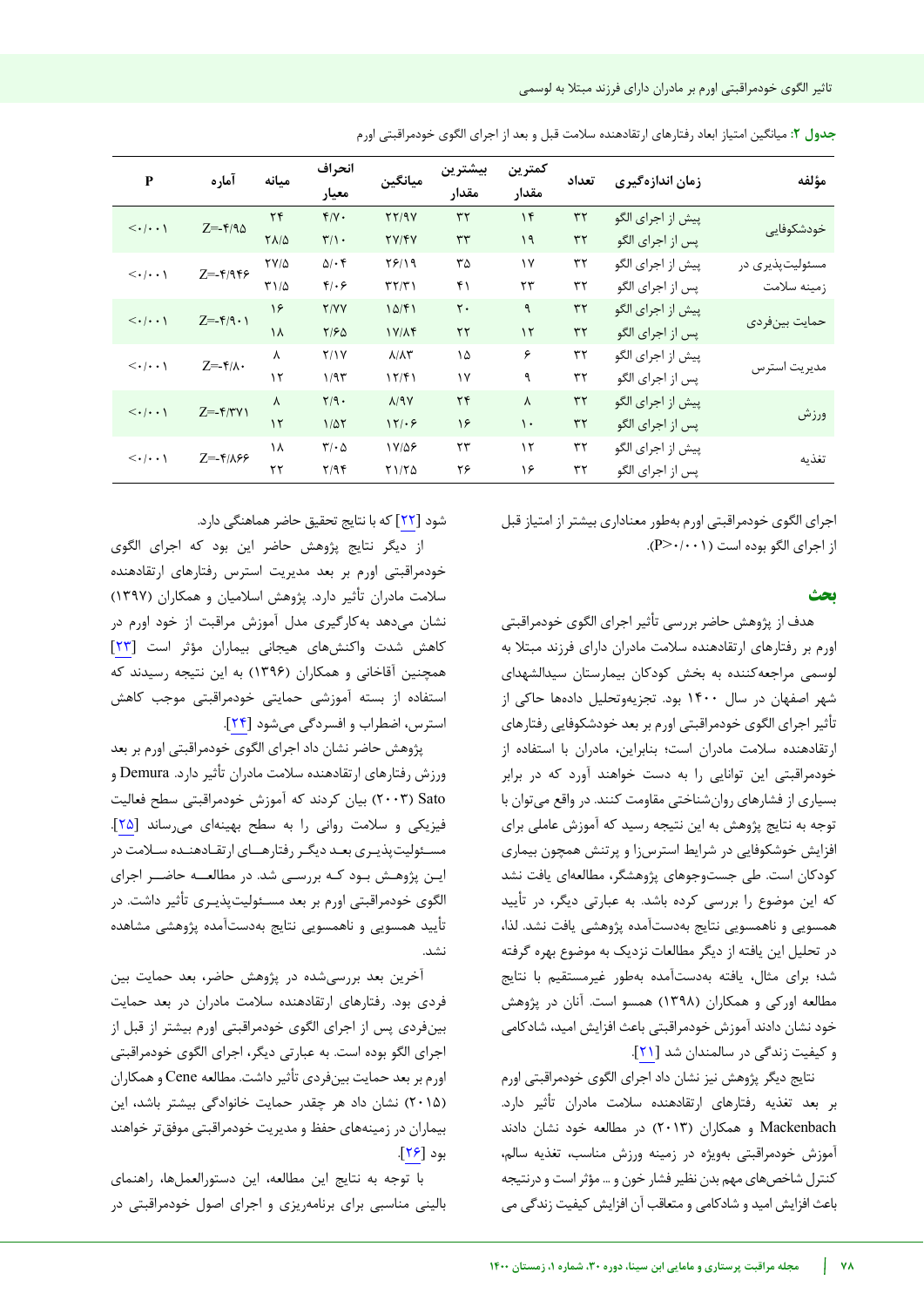**جدول ۲**: میانگین امتیاز ابعاد رفتارهای ارتقادهنده سلامت قبل و بعد از اجرای الگوی خودمراقبتی اورم

| مؤلفه | زمان اندازه‌گیری | تعداد | کمترین مقدار | بیشترین مقدار | میانگین | انحراف معیار | میانه | آماره | P |
|---|---|---|---|---|---|---|---|---|---|
| خودشکوفایی | پیش از اجرای الگو | ۳۲ | ۱۴ | ۳۲ | ۲۲/۹۷ | ۴/۷۰ | ۲۴ | Z=-۴/۹۵ | <۰/۰۰۱ |
| | پس از اجرای الگو | ۳۲ | ۱۹ | ۳۳ | ۲۷/۴۷ | ۳/۱۰ | ۲۸/۵ | | |
| مسئولیت‌پذیری در زمینه سلامت | پیش از اجرای الگو | ۳۲ | ۱۷ | ۳۵ | ۲۶/۱۹ | ۵/۰۴ | ۲۷/۵ | Z=-۴/۹۴۶ | <۰/۰۰۱ |
| | پس از اجرای الگو | ۳۲ | ۲۳ | ۴۱ | ۳۲/۳۱ | ۴/۰۶ | ۳۱/۵ | | |
| حمایت بین‌فردی | پیش از اجرای الگو | ۳۲ | ۹ | ۲۰ | ۱۵/۴۱ | ۲/۷۷ | ۱۶ | Z=-۴/۹۰۱ | <۰/۰۰۱ |
| | پس از اجرای الگو | ۳۲ | ۱۲ | ۲۲ | ۱۷/۸۴ | ۲/۶۵ | ۱۸ | | |
| مدیریت استرس | پیش از اجرای الگو | ۳۲ | ۶ | ۱۵ | ۸/۸۳ | ۲/۱۷ | ۸ | Z=-۴/۸۰ | <۰/۰۰۱ |
| | پس از اجرای الگو | ۳۲ | ۹ | ۱۷ | ۱۲/۴۱ | ۱/۹۳ | ۱۲ | | |
| ورزش | پیش از اجرای الگو | ۳۲ | ۸ | ۲۴ | ۸/۹۷ | ۲/۹۰ | ۸ | Z=-۴/۳۷۱ | <۰/۰۰۱ |
| | پس از اجرای الگو | ۳۲ | ۱۰ | ۱۶ | ۱۲/۰۶ | ۱/۵۲ | ۱۲ | | |
| تغذیه | پیش از اجرای الگو | ۳۲ | ۱۲ | ۲۳ | ۱۷/۵۶ | ۳/۰۵ | ۱۸ | Z=-۴/۸۶۶ | <۰/۰۰۱ |
| | پس از اجرای الگو | ۳۲ | ۱۶ | ۲۶ | ۲۱/۲۵ | ۲/۹۴ | ۲۲ | | |

اجرای الگوی خودمراقبتی اورم به‌طور معناداری بیشتر از امتیاز قبل از اجرای الگو بوده است (P>۰/۰۰۱).

## بحث

هدف از پژوهش حاضر بررسی تأثیر اجرای الگوی خودمراقبتی اورم بر رفتارهای ارتقادهنده سلامت مادران دارای فرزند مبتلا به لوسمی مراجعه‌کننده به بخش کودکان بیمارستان سیدالشهدای شهر اصفهان در سال ۱۴۰۰ بود. تجزیه‌وتحلیل داده‌ها حاکی از تأثیر اجرای الگوی خودمراقبتی اورم بر بعد خودشکوفایی رفتارهای ارتقادهنده سلامت مادران است؛ بنابراین، مادران با استفاده از خودمراقبتی این توانایی را به دست خواهند آورد که در برابر بسیاری از فشارهای روان‌شناختی مقاومت کنند. در واقع می‌توان با توجه به نتایج پژوهش به این نتیجه رسید که آموزش عاملی برای افزایش خوشکوفایی در شرایط استرس‌زا و پرتنش همچون بیماری کودکان است. طی جست‌وجوهای پژوهشگر، مطالعه‌ای یافت نشد که این موضوع را بررسی کرده باشد. به عبارتی دیگر، در تأیید همسویی و ناهمسویی نتایج به‌دست‌آمده پژوهشی یافت نشد. لذا، در تحلیل این یافته از دیگر مطالعات نزدیک به موضوع بهره گرفته شد؛ برای مثال، یافته به‌دست‌آمده به‌طور غیرمستقیم با نتایج مطالعه اورکی و همکاران (۱۳۹۸) همسو است. آنان در پژوهش خود نشان دادند آموزش خودمراقبتی باعث افزایش امید، شادکامی و کیفیت زندگی در سالمندان شد [۲۱].

نتایج دیگر پژوهش نیز نشان داد اجرای الگوی خودمراقبتی اورم بر بعد تغذیه رفتارهای ارتقادهنده سلامت مادران تأثیر دارد. Mackenbach و همکاران (۲۰۱۳) در مطالعه خود نشان دادند آموزش خودمراقبتی بویژه در زمینه ورزش مناسب، تغذیه سالم، کنترل شاخص‌های مهم بدن نظیر فشار خون و ... مؤثر است و درنتیجه باعث افزایش امید و شادکامی و متعاقب آن افزایش کیفیت زندگی می شود [۲۲] که با نتایج تحقیق حاضر هماهنگی دارد.

از دیگر نتایج پژوهش حاضر این بود که اجرای الگوی خودمراقبتی اورم بر بعد مدیریت استرس رفتارهای ارتقادهنده سلامت مادران تأثیر دارد. پژوهش اسلامیان و همکاران (۱۳۹۷) نشان می‌دهد به‌کارگیری مدل آموزش مراقبت از خود اورم در کاهش شدت واکنش‌های هیجانی بیماران مؤثر است [۲۳] همچنین آقاخانی و همکاران (۱۳۹۶) به این نتیجه رسیدند که استفاده از بسته آموزشی حمایتی خودمراقبتی موجب کاهش استرس، اضطراب و افسردگی می‌شود [۲۴].

پژوهش حاضر نشان داد اجرای الگوی خودمراقبتی اورم بر بعد ورزش رفتارهای ارتقادهنده سلامت مادران تأثیر دارد. Demura و Sato (۲۰۰۳) بیان کردند که آموزش خودمراقبتی سطح فعالیت فیزیکی و سلامت روانی را به سطح بهینه‌ای می‌رساند [۲۵]. مسئولیت‌پذیری بعد دیگر رفتارهای ارتقادهنده سلامت در این پژوهش بود که بررسی شد. در مطالعه حاضر اجرای الگوی خودمراقبتی اورم بر بعد مسئولیت‌پذیری تأثیر داشت. در تأیید همسویی و ناهمسویی نتایج به‌دست‌آمده پژوهشی مشاهده نشد.

آخرین بعد بررسی‌شده در پژوهش حاضر، بعد حمایت بین فردی بود. رفتارهای ارتقادهنده سلامت مادران در بعد حمایت بین‌فردی پس از اجرای الگوی خودمراقبتی اورم بیشتر از قبل از اجرای الگو بوده است. به عبارتی دیگر، اجرای الگوی خودمراقبتی اورم بر بعد حمایت بین‌فردی تأثیر داشت. مطالعه Cene و همکاران (۲۰۱۵) نشان داد هر چقدر حمایت خانوادگی بیشتر باشد، این بیماران در زمینه‌های حفظ و مدیریت خودمراقبتی موفق‌تر خواهند بود [۲۶].

با توجه به نتایج این مطالعه، این دستورالعمل‌ها، راهنمای بالینی مناسبی برای برنامه‌ریزی و اجرای اصول خودمراقبتی در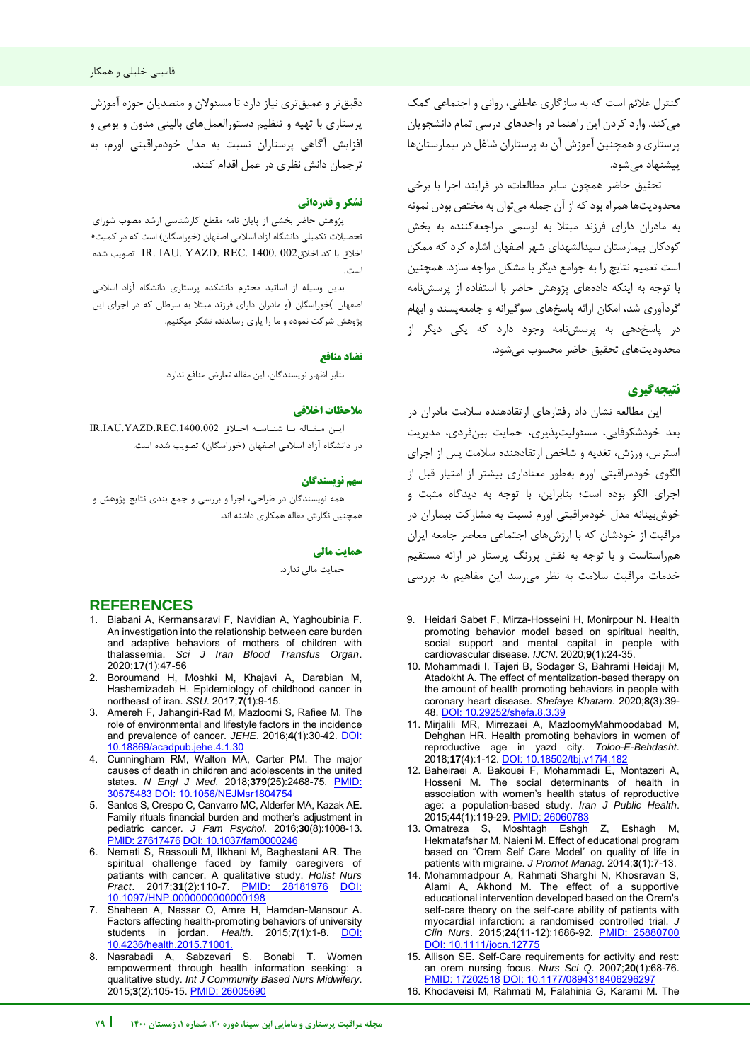کنترل علائم است که به سازگاری عاطفی، روانی و اجتماعی کمک می‌کند. وارد کردن این راهنما در واحدهای درسی تمام دانشجویان پرستاری و همچنین آموزش آن به پرستاران شاغل در بیمارستان‌ها پیشنهاد می‌شود.

تحقیق حاضر همچون سایر مطالعات، در فرایند اجرا با برخی محدودیت‌ها همراه بود که از آن جمله می‌توان به مختص بودن نمونه به مادران دارای فرزند مبتلا به لوسمی مراجعه‌کننده به بخش کودکان بیمارستان سیدالشهدای شهر اصفهان اشاره کرد که ممکن است تعمیم نتایج را به جوامع دیگر با مشکل مواجه سازد. همچنین با توجه به اینکه داده‌های پژوهش حاضر با استفاده از پرسش‌نامه گردآوری شد، امکان ارائه پاسخ‌های سوگیرانه و جامعه‌پسند و ابهام در پاسخ‌دهی به پرسش‌نامه وجود دارد که یکی دیگر از محدودیت‌های تحقیق حاضر محسوب می‌شود.

## نتیجه‌گیری

این مطالعه نشان داد رفتارهای ارتقادهنده سلامت مادران در بعد خودشکوفایی، مسئولیت‌پذیری، حمایت بین‌فردی، مدیریت استرس، ورزش، تغذیه و شاخص ارتقادهنده سلامت پس از اجرای الگوی خودمراقبتی اورم به‌طور معناداری بیشتر از امتیاز قبل از اجرای الگو بوده است؛ بنابراین، با توجه به دیدگاه مثبت و خوش‌بینانه مدل خودمراقبتی اورم نسبت به مشارکت بیماران در مراقبت از خودشان که با ارزش‌های اجتماعی معاصر جامعه ایران هم‌راستاست و با توجه به نقش پررنگ پرستار در ارائه مستقیم خدمات مراقبت سلامت به نظر می‌رسد این مفاهیم به بررسی دقیق‌تر و عمیق‌تری نیاز دارد تا مسئولان و متصدیان حوزه آموزش پرستاری با تهیه و تنظیم دستورالعمل‌های بالینی مدون و بومی و افزایش آگاهی پرستاران نسبت به مدل خودمراقبتی اورم، به ترجمان دانش نظری در عمل اقدام کنند.

## تشکر و قدردانی

پژوهش حاضر بخشی از پایان نامه مقطع کارشناسی ارشد مصوب شورای تحصیلات تکمیلی دانشگاه آزاد اسلامی اصفهان (خوراسگان) است که در کمیته اخلاق با کد اخلاق IR. IAU. YAZD. REC. 1400. 002 تصویب شده است.

بدین وسیله از اساتید محترم دانشکده پرستاری دانشگاه آزاد اسلامی اصفهان )خوراسگان (و مادران دارای فرزند مبتلا به سرطان که در اجرای این پژوهش شرکت نموده و ما را یاری رساندند، تشکر میکنیم.

## تضاد منافع

بنابر اظهار نویسندگان، این مقاله تعارض منافع ندارد.

## ملاحظات اخلاقی

این مقاله با شناسه اخلاق IR.IAU.YAZD.REC.1400.002 در دانشگاه آزاد اسلامی اصفهان (خوراسگان) تصویب شده است.

## سهم نویسندگان

همه نویسندگان در طراحی، اجرا و بررسی و جمع بندی نتایج پژوهش و همچنین نگارش مقاله همکاری داشته اند.

## حمایت مالی

حمایت مالی ندارد.

## REFERENCES

1. Biabani A, Kermansaravi F, Navidian A, Yaghoubinia F. An investigation into the relationship between care burden and adaptive behaviors of mothers of children with thalassemia. *Sci J Iran Blood Transfus Organ*. 2020;**17**(1):47-56
2. Boroumand H, Moshki M, Khajavi A, Darabian M, Hashemizadeh H. Epidemiology of childhood cancer in northeast of iran. *SSU*. 2017;**7**(1):9-15.
3. Amereh F, Jahangiri-Rad M, Mazloomi S, Rafiee M. The role of environmental and lifestyle factors in the incidence and prevalence of cancer. *JEHE*. 2016;**4**(1):30-42. DOI: 10.18869/acadpub.jehe.4.1.30
4. Cunningham RM, Walton MA, Carter PM. The major causes of death in children and adolescents in the united states. *N Engl J Med*. 2018;**379**(25):2468-75. PMID: 30575483 DOI: 10.1056/NEJMsr1804754
5. Santos S, Crespo C, Canvarro MC, Alderfer MA, Kazak AE. Family rituals financial burden and mother's adjustment in pediatric cancer. *J Fam Psychol*. 2016;**30**(8):1008-13. PMID: 27617476 DOI: 10.1037/fam0000246
6. Nemati S, Rassouli M, Ilkhani M, Baghestani AR. The spiritual challenge faced by family caregivers of patiants with cancer. A qualitative study. *Holist Nurs Pract*. 2017;**31**(2):110-7. PMID: 28181976 DOI: 10.1097/HNP.0000000000000198
7. Shaheen A, Nassar O, Amre H, Hamdan-Mansour A. Factors affecting health-promoting behaviors of university students in jordan. *Health*. 2015;**7**(1):1-8. DOI: 10.4236/health.2015.71001.
8. Nasrabadi A, Sabzevari S, Bonabi T. Women empowerment through health information seeking: a qualitative study. *Int J Community Based Nurs Midwifery*. 2015;**3**(2):105-15. PMID: 26005690
9. Heidari Sabet F, Mirza-Hosseini H, Monirpour N. Health promoting behavior model based on spiritual health, social support and mental capital in people with cardiovascular disease. *IJCN*. 2020;**9**(1):24-35.
10. Mohammadi I, Tajeri B, Sodager S, Bahrami Heidaji M, Atadokht A. The effect of mentalization-based therapy on the amount of health promoting behaviors in people with coronary heart disease. *Shefaye Khatam*. 2020;**8**(3):39-48. DOI: 10.29252/shefa.8.3.39
11. Mirjalili MR, Mirrezaei A, MazloomyMahmoodabad M, Dehghan HR. Health promoting behaviors in women of reproductive age in yazd city. *Toloo-E-Behdasht*. 2018;**17**(4):1-12. DOI: 10.18502/tbj.v17i4.182
12. Baheiraei A, Bakouei F, Mohammadi E, Montazeri A, Hosseni M. The social determinants of health in association with women's health status of reproductive age: a population-based study. *Iran J Public Health*. 2015;**44**(1):119-29. PMID: 26060783
13. Omatreza S, Moshtagh Eshgh Z, Eshagh M, Hekmatafshar M, Naieni M. Effect of educational program based on "Orem Self Care Model" on quality of life in patients with migraine. *J Promot Manag*. 2014;**3**(1):7-13.
14. Mohammadpour A, Rahmati Sharghi N, Khosravan S, Alami A, Akhond M. The effect of a supportive educational intervention developed based on the Orem's self-care theory on the self-care ability of patients with myocardial infarction: a randomised controlled trial. *J Clin Nurs*. 2015;**24**(11-12):1686-92. PMID: 25880700 DOI: 10.1111/jocn.12775
15. Allison SE. Self-Care requirements for activity and rest: an orem nursing focus. *Nurs Sci Q*. 2007;**20**(1):68-76. PMID: 17202518 DOI: 10.1177/0894318406296297
16. Khodaveisi M, Rahmati M, Falahinia G, Karami M. The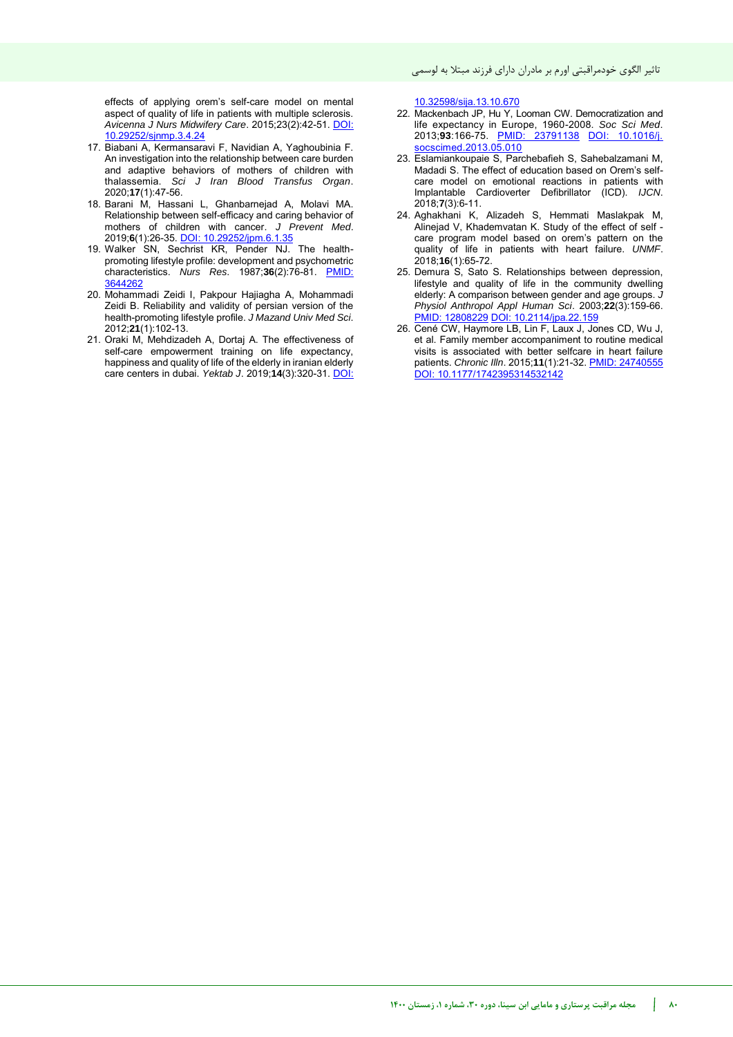effects of applying orem's self-care model on mental aspect of quality of life in patients with multiple sclerosis. *Avicenna J Nurs Midwifery Care*. 2015;23(2):42-51. DOI: 10.29252/sjnmp.3.4.24

17. Biabani A, Kermansaravi F, Navidian A, Yaghoubinia F. An investigation into the relationship between care burden and adaptive behaviors of mothers of children with thalassemia. *Sci J Iran Blood Transfus Organ*. 2020;**17**(1):47-56.
18. Barani M, Hassani L, Ghanbarnejad A, Molavi MA. Relationship between self-efficacy and caring behavior of mothers of children with cancer. *J Prevent Med*. 2019;**6**(1):26-35. DOI: 10.29252/jpm.6.1.35
19. Walker SN, Sechrist KR, Pender NJ. The health-promoting lifestyle profile: development and psychometric characteristics. *Nurs Res*. 1987;**36**(2):76-81. PMID: 3644262
20. Mohammadi Zeidi I, Pakpour Hajiagha A, Mohammadi Zeidi B. Reliability and validity of persian version of the health-promoting lifestyle profile. *J Mazand Univ Med Sci*. 2012;**21**(1):102-13.
21. Oraki M, Mehdizadeh A, Dortaj A. The effectiveness of self-care empowerment training on life expectancy, happiness and quality of life of the elderly in iranian elderly care centers in dubai. *Yektab J*. 2019;**14**(3):320-31. DOI: 10.32598/sija.13.10.670
22. Mackenbach JP, Hu Y, Looman CW. Democratization and life expectancy in Europe, 1960-2008. *Soc Sci Med*. 2013;**93**:166-75. PMID: 23791138 DOI: 10.1016/j.socscimed.2013.05.010
23. Eslamiankoupaie S, Parchebafieh S, Sahebalzamani M, Madadi S. The effect of education based on Orem's self-care model on emotional reactions in patients with Implantable Cardioverter Defibrillator (ICD). *IJCN*. 2018;**7**(3):6-11.
24. Aghakhani K, Alizadeh S, Hemmati Maslakpak M, Alinejad V, Khademvatan K. Study of the effect of self - care program model based on orem's pattern on the quality of life in patients with heart failure. *UNMF*. 2018;**16**(1):65-72.
25. Demura S, Sato S. Relationships between depression, lifestyle and quality of life in the community dwelling elderly: A comparison between gender and age groups. *J Physiol Anthropol Appl Human Sci*. 2003;**22**(3):159-66. PMID: 12808229 DOI: 10.2114/jpa.22.159
26. Cené CW, Haymore LB, Lin F, Laux J, Jones CD, Wu J, et al. Family member accompaniment to routine medical visits is associated with better selfcare in heart failure patients. *Chronic Illn*. 2015;**11**(1):21-32. PMID: 24740555 DOI: 10.1177/1742395314532142